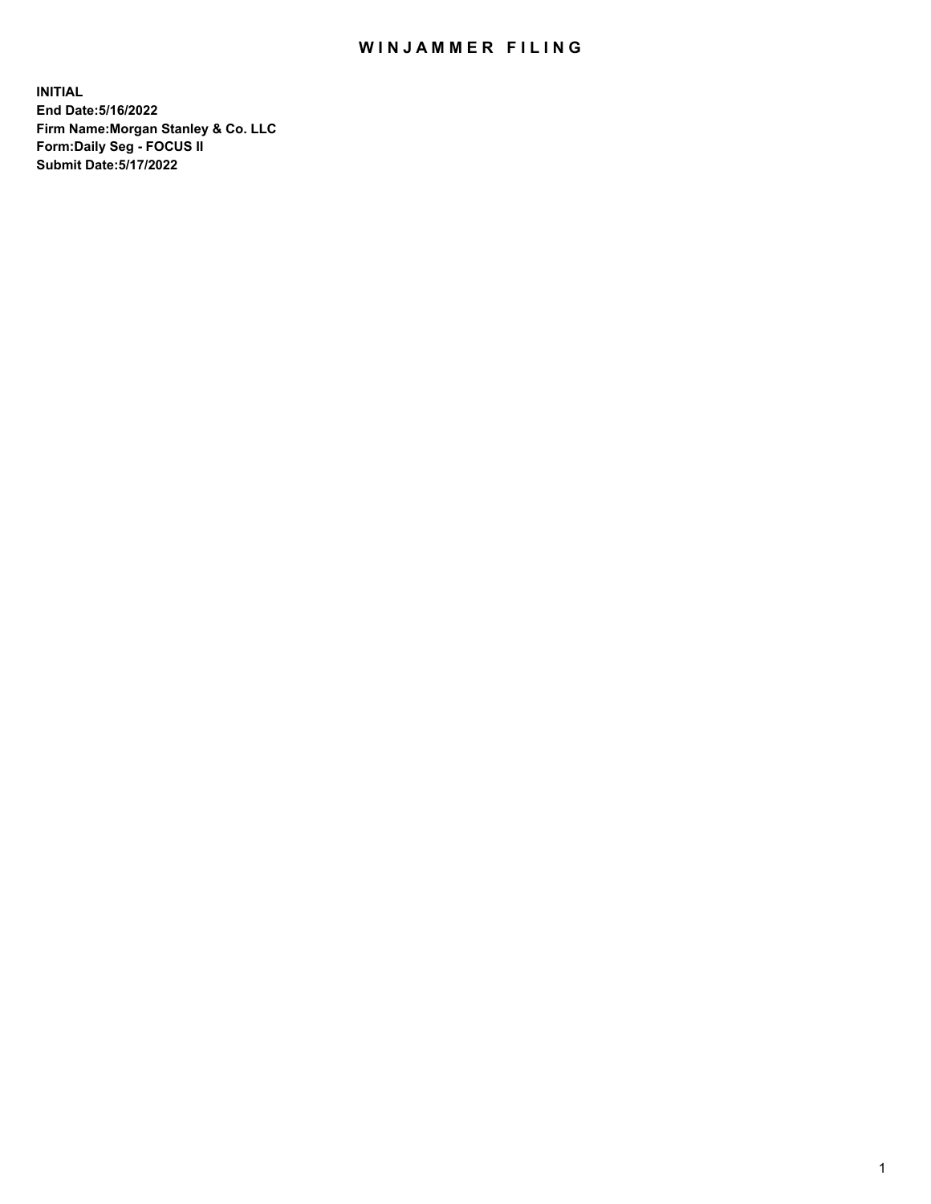# WINJAMMER FILING

**INITIAL**
**End Date:5/16/2022**
**Firm Name:Morgan Stanley & Co. LLC**
**Form:Daily Seg - FOCUS II**
**Submit Date:5/17/2022**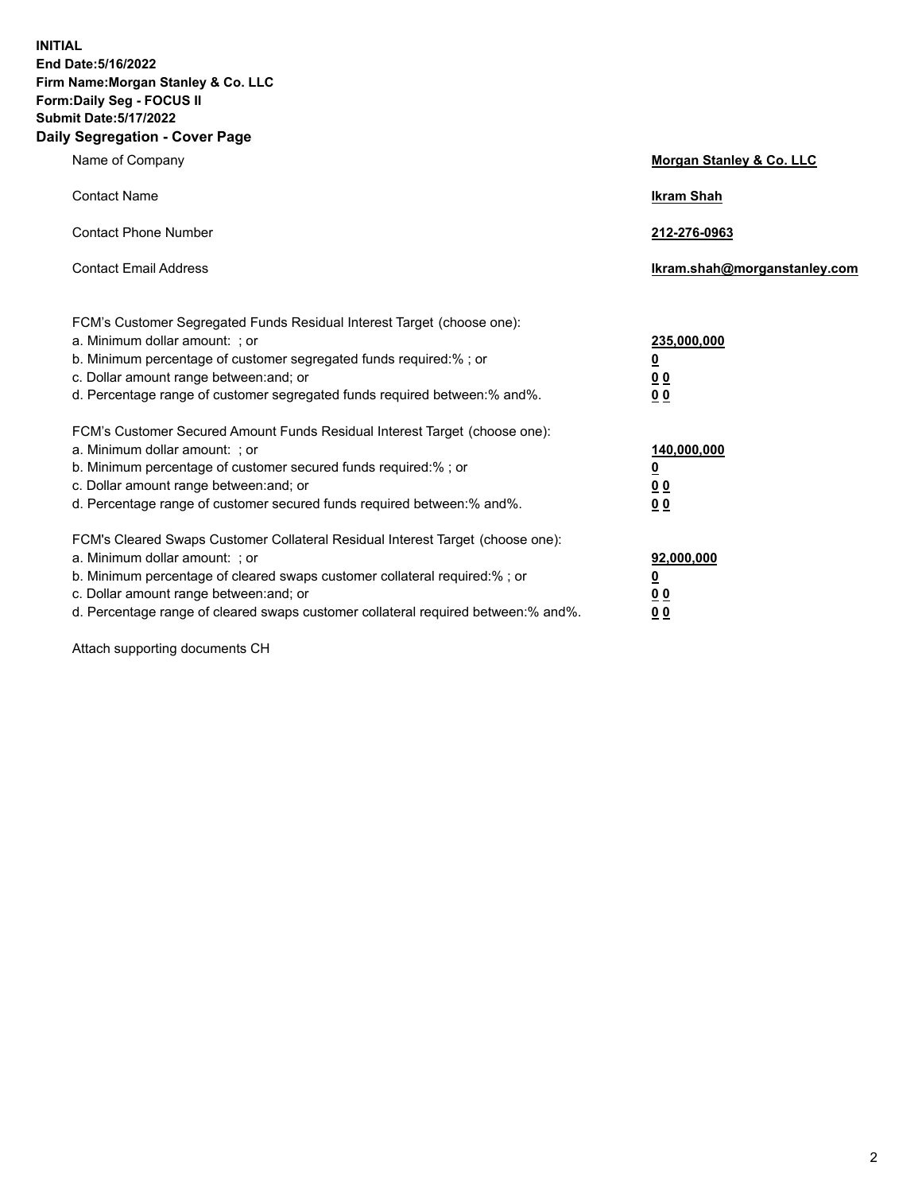**INITIAL**
**End Date:5/16/2022**
**Firm Name:Morgan Stanley & Co. LLC**
**Form:Daily Seg - FOCUS II**
**Submit Date:5/17/2022**

## Daily Segregation - Cover Page

| | |
|---|---|
| Name of Company | **Morgan Stanley & Co. LLC** |
| Contact Name | **Ikram Shah** |
| Contact Phone Number | **212-276-0963** |
| Contact Email Address | **Ikram.shah@morganstanley.com** |

| | |
|---|---|
| FCM's Customer Segregated Funds Residual Interest Target (choose one): | |
| a. Minimum dollar amount: ; or | **235,000,000** |
| b. Minimum percentage of customer segregated funds required:% ; or | **0** |
| c. Dollar amount range between:and; or | **0 0** |
| d. Percentage range of customer segregated funds required between:% and%. | **0 0** |
| FCM's Customer Secured Amount Funds Residual Interest Target (choose one): | |
| a. Minimum dollar amount: ; or | **140,000,000** |
| b. Minimum percentage of customer secured funds required:% ; or | **0** |
| c. Dollar amount range between:and; or | **0 0** |
| d. Percentage range of customer secured funds required between:% and%. | **0 0** |
| FCM's Cleared Swaps Customer Collateral Residual Interest Target (choose one): | |
| a. Minimum dollar amount: ; or | **92,000,000** |
| b. Minimum percentage of cleared swaps customer collateral required:% ; or | **0** |
| c. Dollar amount range between:and; or | **0 0** |
| d. Percentage range of cleared swaps customer collateral required between:% and%. | **0 0** |

Attach supporting documents CH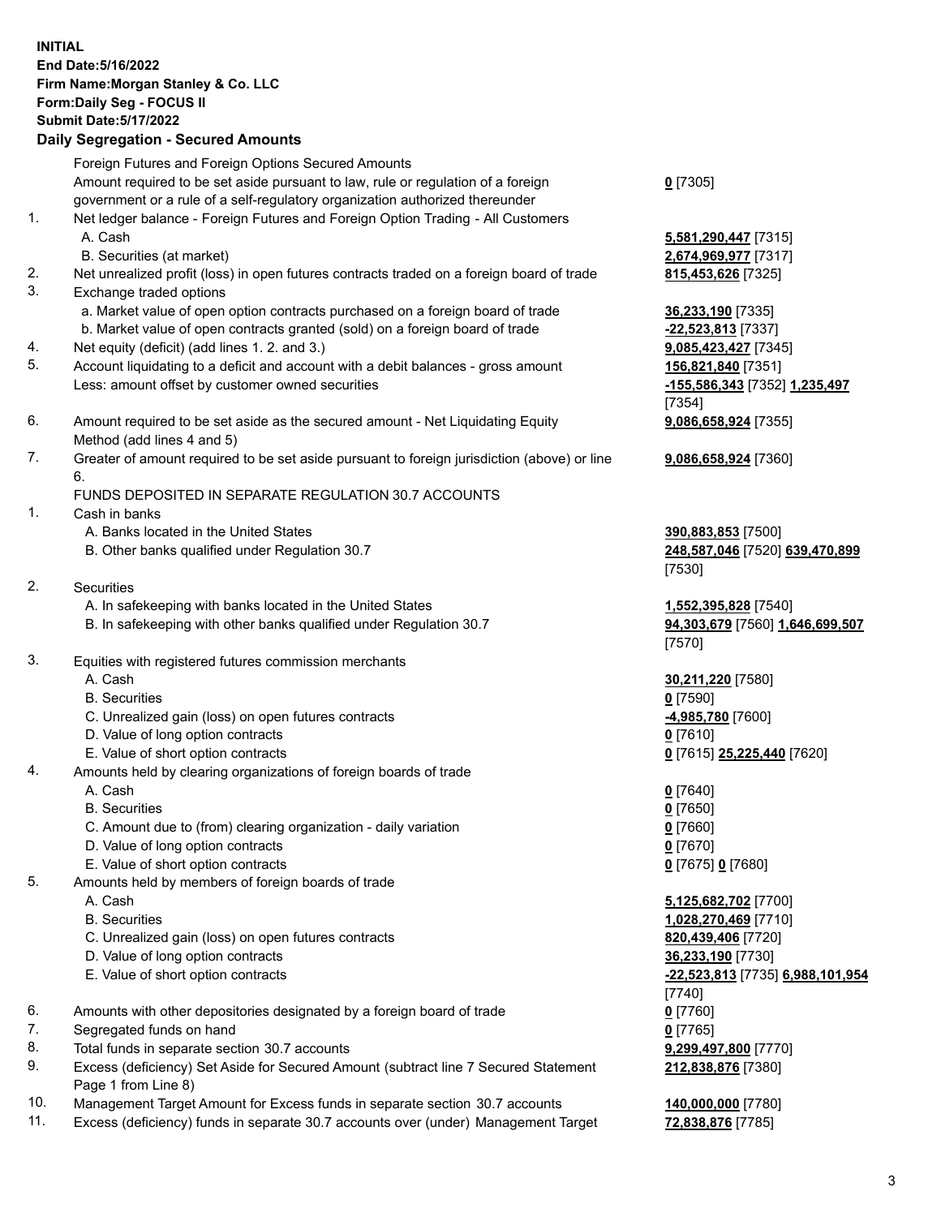**INITIAL**
**End Date:5/16/2022**
**Firm Name:Morgan Stanley & Co. LLC**
**Form:Daily Seg - FOCUS II**
**Submit Date:5/17/2022**

### Daily Segregation - Secured Amounts

| | | |
|---|---|---|
| | Foreign Futures and Foreign Options Secured Amounts | |
| | Amount required to be set aside pursuant to law, rule or regulation of a foreign government or a rule of a self-regulatory organization authorized thereunder | **0** [7305] |
| 1. | Net ledger balance - Foreign Futures and Foreign Option Trading - All Customers | |
| | A. Cash | **5,581,290,447** [7315] |
| | B. Securities (at market) | **2,674,969,977** [7317] |
| 2. | Net unrealized profit (loss) in open futures contracts traded on a foreign board of trade | **815,453,626** [7325] |
| 3. | Exchange traded options | |
| | a. Market value of open option contracts purchased on a foreign board of trade | **36,233,190** [7335] |
| | b. Market value of open contracts granted (sold) on a foreign board of trade | **-22,523,813** [7337] |
| 4. | Net equity (deficit) (add lines 1. 2. and 3.) | **9,085,423,427** [7345] |
| 5. | Account liquidating to a deficit and account with a debit balances - gross amount | **156,821,840** [7351] |
| | Less: amount offset by customer owned securities | **-155,586,343** [7352] **1,235,497** [7354] |
| 6. | Amount required to be set aside as the secured amount - Net Liquidating Equity Method (add lines 4 and 5) | **9,086,658,924** [7355] |
| 7. | Greater of amount required to be set aside pursuant to foreign jurisdiction (above) or line 6. | **9,086,658,924** [7360] |
| | FUNDS DEPOSITED IN SEPARATE REGULATION 30.7 ACCOUNTS | |
| 1. | Cash in banks | |
| | A. Banks located in the United States | **390,883,853** [7500] |
| | B. Other banks qualified under Regulation 30.7 | **248,587,046** [7520] **639,470,899** [7530] |
| 2. | Securities | |
| | A. In safekeeping with banks located in the United States | **1,552,395,828** [7540] |
| | B. In safekeeping with other banks qualified under Regulation 30.7 | **94,303,679** [7560] **1,646,699,507** [7570] |
| 3. | Equities with registered futures commission merchants | |
| | A. Cash | **30,211,220** [7580] |
| | B. Securities | **0** [7590] |
| | C. Unrealized gain (loss) on open futures contracts | **-4,985,780** [7600] |
| | D. Value of long option contracts | **0** [7610] |
| | E. Value of short option contracts | **0** [7615] **25,225,440** [7620] |
| 4. | Amounts held by clearing organizations of foreign boards of trade | |
| | A. Cash | **0** [7640] |
| | B. Securities | **0** [7650] |
| | C. Amount due to (from) clearing organization - daily variation | **0** [7660] |
| | D. Value of long option contracts | **0** [7670] |
| | E. Value of short option contracts | **0** [7675] **0** [7680] |
| 5. | Amounts held by members of foreign boards of trade | |
| | A. Cash | **5,125,682,702** [7700] |
| | B. Securities | **1,028,270,469** [7710] |
| | C. Unrealized gain (loss) on open futures contracts | **820,439,406** [7720] |
| | D. Value of long option contracts | **36,233,190** [7730] |
| | E. Value of short option contracts | **-22,523,813** [7735] **6,988,101,954** [7740] |
| 6. | Amounts with other depositories designated by a foreign board of trade | **0** [7760] |
| 7. | Segregated funds on hand | **0** [7765] |
| 8. | Total funds in separate section 30.7 accounts | **9,299,497,800** [7770] |
| 9. | Excess (deficiency) Set Aside for Secured Amount (subtract line 7 Secured Statement Page 1 from Line 8) | **212,838,876** [7380] |
| 10. | Management Target Amount for Excess funds in separate section 30.7 accounts | **140,000,000** [7780] |
| 11. | Excess (deficiency) funds in separate 30.7 accounts over (under) Management Target | **72,838,876** [7785] |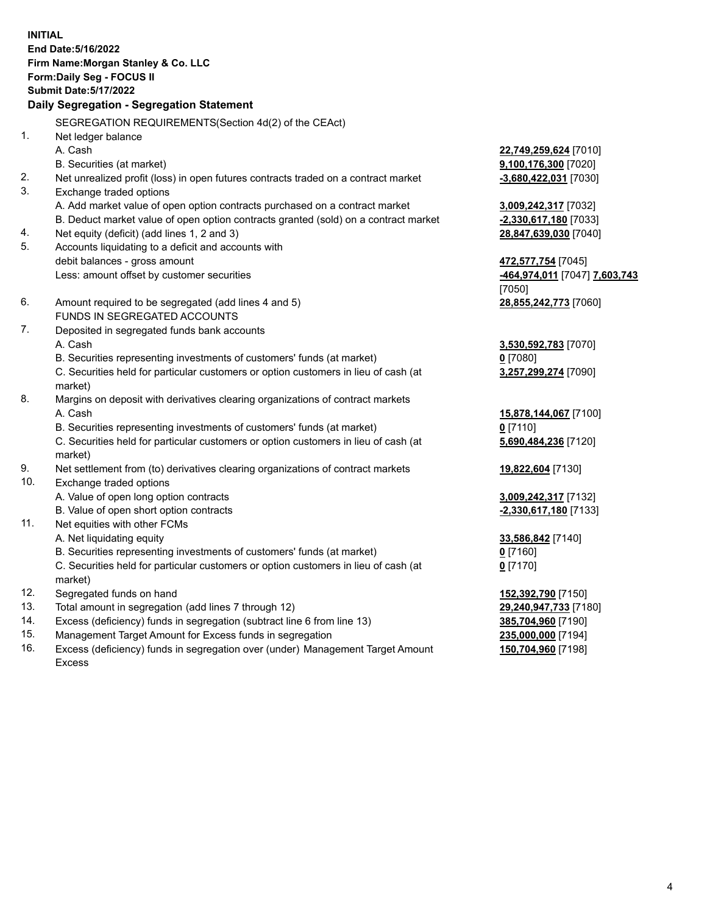**INITIAL**
**End Date:5/16/2022**
**Firm Name:Morgan Stanley & Co. LLC**
**Form:Daily Seg - FOCUS II**
**Submit Date:5/17/2022**

## Daily Segregation - Segregation Statement

SEGREGATION REQUIREMENTS(Section 4d(2) of the CEAct)

| | | |
|---|---|---|
| 1. | Net ledger balance | |
| | A. Cash | **22,749,259,624** [7010] |
| | B. Securities (at market) | **9,100,176,300** [7020] |
| 2. | Net unrealized profit (loss) in open futures contracts traded on a contract market | **-3,680,422,031** [7030] |
| 3. | Exchange traded options | |
| | A. Add market value of open option contracts purchased on a contract market | **3,009,242,317** [7032] |
| | B. Deduct market value of open option contracts granted (sold) on a contract market | **-2,330,617,180** [7033] |
| 4. | Net equity (deficit) (add lines 1, 2 and 3) | **28,847,639,030** [7040] |
| 5. | Accounts liquidating to a deficit and accounts with debit balances - gross amount | **472,577,754** [7045] |
| | Less: amount offset by customer securities | **-464,974,011** [7047] **7,603,743** [7050] |
| 6. | Amount required to be segregated (add lines 4 and 5) | **28,855,242,773** [7060] |
| | FUNDS IN SEGREGATED ACCOUNTS | |
| 7. | Deposited in segregated funds bank accounts | |
| | A. Cash | **3,530,592,783** [7070] |
| | B. Securities representing investments of customers' funds (at market) | **0** [7080] |
| | C. Securities held for particular customers or option customers in lieu of cash (at market) | **3,257,299,274** [7090] |
| 8. | Margins on deposit with derivatives clearing organizations of contract markets | |
| | A. Cash | **15,878,144,067** [7100] |
| | B. Securities representing investments of customers' funds (at market) | **0** [7110] |
| | C. Securities held for particular customers or option customers in lieu of cash (at market) | **5,690,484,236** [7120] |
| 9. | Net settlement from (to) derivatives clearing organizations of contract markets | **19,822,604** [7130] |
| 10. | Exchange traded options | |
| | A. Value of open long option contracts | **3,009,242,317** [7132] |
| | B. Value of open short option contracts | **-2,330,617,180** [7133] |
| 11. | Net equities with other FCMs | |
| | A. Net liquidating equity | **33,586,842** [7140] |
| | B. Securities representing investments of customers' funds (at market) | **0** [7160] |
| | C. Securities held for particular customers or option customers in lieu of cash (at market) | **0** [7170] |
| 12. | Segregated funds on hand | **152,392,790** [7150] |
| 13. | Total amount in segregation (add lines 7 through 12) | **29,240,947,733** [7180] |
| 14. | Excess (deficiency) funds in segregation (subtract line 6 from line 13) | **385,704,960** [7190] |
| 15. | Management Target Amount for Excess funds in segregation | **235,000,000** [7194] |
| 16. | Excess (deficiency) funds in segregation over (under) Management Target Amount Excess | **150,704,960** [7198] |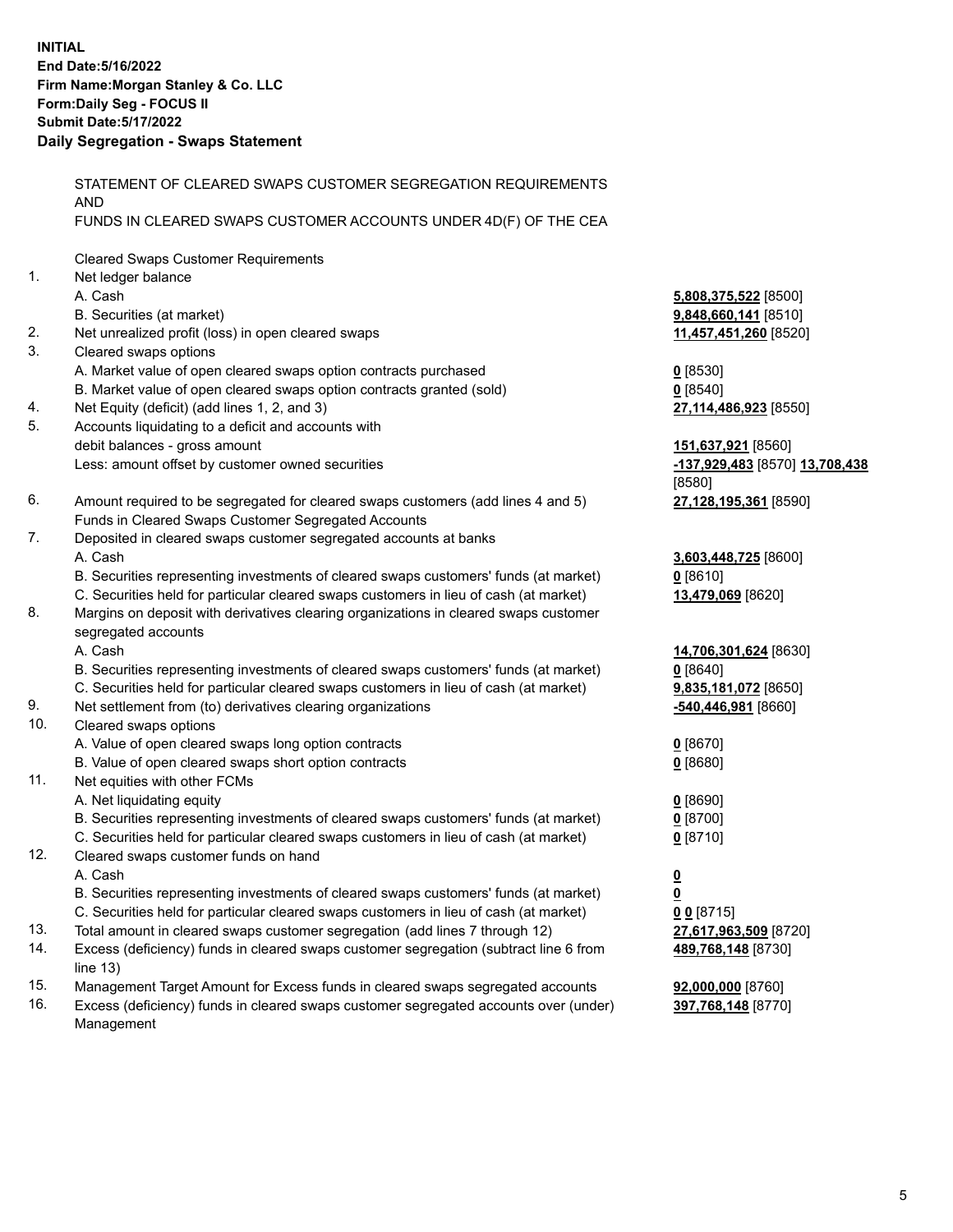**INITIAL**
**End Date:5/16/2022**
**Firm Name:Morgan Stanley & Co. LLC**
**Form:Daily Seg - FOCUS II**
**Submit Date:5/17/2022**
**Daily Segregation - Swaps Statement**

STATEMENT OF CLEARED SWAPS CUSTOMER SEGREGATION REQUIREMENTS AND
FUNDS IN CLEARED SWAPS CUSTOMER ACCOUNTS UNDER 4D(F) OF THE CEA

| | | |
|---|---|---|
| | Cleared Swaps Customer Requirements | |
| 1. | Net ledger balance | |
| | A. Cash | **5,808,375,522** [8500] |
| | B. Securities (at market) | **9,848,660,141** [8510] |
| 2. | Net unrealized profit (loss) in open cleared swaps | **11,457,451,260** [8520] |
| 3. | Cleared swaps options | |
| | A. Market value of open cleared swaps option contracts purchased | **0** [8530] |
| | B. Market value of open cleared swaps option contracts granted (sold) | **0** [8540] |
| 4. | Net Equity (deficit) (add lines 1, 2, and 3) | **27,114,486,923** [8550] |
| 5. | Accounts liquidating to a deficit and accounts with debit balances - gross amount | **151,637,921** [8560] |
| | Less: amount offset by customer owned securities | **-137,929,483** [8570] **13,708,438** [8580] |
| 6. | Amount required to be segregated for cleared swaps customers (add lines 4 and 5) | **27,128,195,361** [8590] |
| | Funds in Cleared Swaps Customer Segregated Accounts | |
| 7. | Deposited in cleared swaps customer segregated accounts at banks | |
| | A. Cash | **3,603,448,725** [8600] |
| | B. Securities representing investments of cleared swaps customers' funds (at market) | **0** [8610] |
| | C. Securities held for particular cleared swaps customers in lieu of cash (at market) | **13,479,069** [8620] |
| 8. | Margins on deposit with derivatives clearing organizations in cleared swaps customer segregated accounts | |
| | A. Cash | **14,706,301,624** [8630] |
| | B. Securities representing investments of cleared swaps customers' funds (at market) | **0** [8640] |
| | C. Securities held for particular cleared swaps customers in lieu of cash (at market) | **9,835,181,072** [8650] |
| 9. | Net settlement from (to) derivatives clearing organizations | **-540,446,981** [8660] |
| 10. | Cleared swaps options | |
| | A. Value of open cleared swaps long option contracts | **0** [8670] |
| | B. Value of open cleared swaps short option contracts | **0** [8680] |
| 11. | Net equities with other FCMs | |
| | A. Net liquidating equity | **0** [8690] |
| | B. Securities representing investments of cleared swaps customers' funds (at market) | **0** [8700] |
| | C. Securities held for particular cleared swaps customers in lieu of cash (at market) | **0** [8710] |
| 12. | Cleared swaps customer funds on hand | |
| | A. Cash | **0** |
| | B. Securities representing investments of cleared swaps customers' funds (at market) | **0** |
| | C. Securities held for particular cleared swaps customers in lieu of cash (at market) | **0** **0** [8715] |
| 13. | Total amount in cleared swaps customer segregation (add lines 7 through 12) | **27,617,963,509** [8720] |
| 14. | Excess (deficiency) funds in cleared swaps customer segregation (subtract line 6 from line 13) | **489,768,148** [8730] |
| 15. | Management Target Amount for Excess funds in cleared swaps segregated accounts | **92,000,000** [8760] |
| 16. | Excess (deficiency) funds in cleared swaps customer segregated accounts over (under) Management | **397,768,148** [8770] |